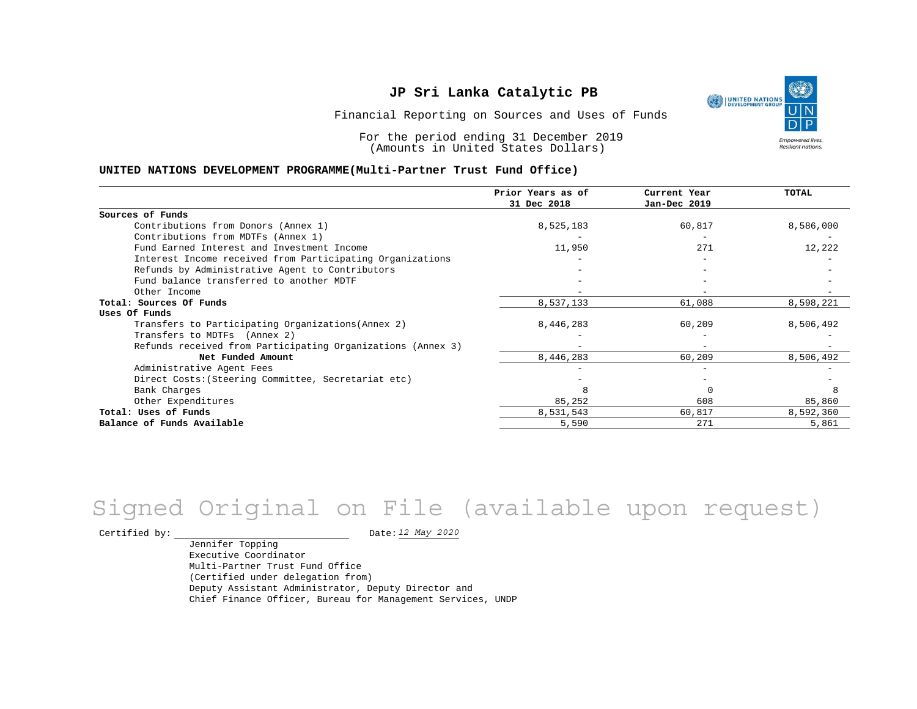# JP Sri Lanka Catalytic PB

Financial Reporting on Sources and Uses of Funds

For the period ending 31 December 2019
(Amounts in United States Dollars)

**UNITED NATIONS DEVELOPMENT PROGRAMME(Multi-Partner Trust Fund Office)**

| | Prior Years as of 31 Dec 2018 | Current Year Jan-Dec 2019 | TOTAL |
|---|---|---|---|
| **Sources of Funds** | | | |
| Contributions from Donors (Annex 1) | 8,525,183 | 60,817 | 8,586,000 |
| Contributions from MDTFs (Annex 1) | - | - | - |
| Fund Earned Interest and Investment Income | 11,950 | 271 | 12,222 |
| Interest Income received from Participating Organizations | - | - | - |
| Refunds by Administrative Agent to Contributors | - | - | - |
| Fund balance transferred to another MDTF | - | - | - |
| Other Income | - | - | - |
| **Total: Sources Of Funds** | 8,537,133 | 61,088 | 8,598,221 |
| **Uses Of Funds** | | | |
| Transfers to Participating Organizations(Annex 2) | 8,446,283 | 60,209 | 8,506,492 |
| Transfers to MDTFs (Annex 2) | - | - | - |
| Refunds received from Participating Organizations (Annex 3) | - | - | - |
| **Net Funded Amount** | 8,446,283 | 60,209 | 8,506,492 |
| Administrative Agent Fees | - | - | - |
| Direct Costs:(Steering Committee, Secretariat etc) | - | - | - |
| Bank Charges | 8 | 0 | 8 |
| Other Expenditures | 85,252 | 608 | 85,860 |
| **Total: Uses of Funds** | 8,531,543 | 60,817 | 8,592,360 |
| **Balance of Funds Available** | 5,590 | 271 | 5,861 |

Signed Original on File (available upon request)

Certified by: ______________________ Date: *12 May 2020*

Jennifer Topping
Executive Coordinator
Multi-Partner Trust Fund Office
(Certified under delegation from)
Deputy Assistant Administrator, Deputy Director and
Chief Finance Officer, Bureau for Management Services, UNDP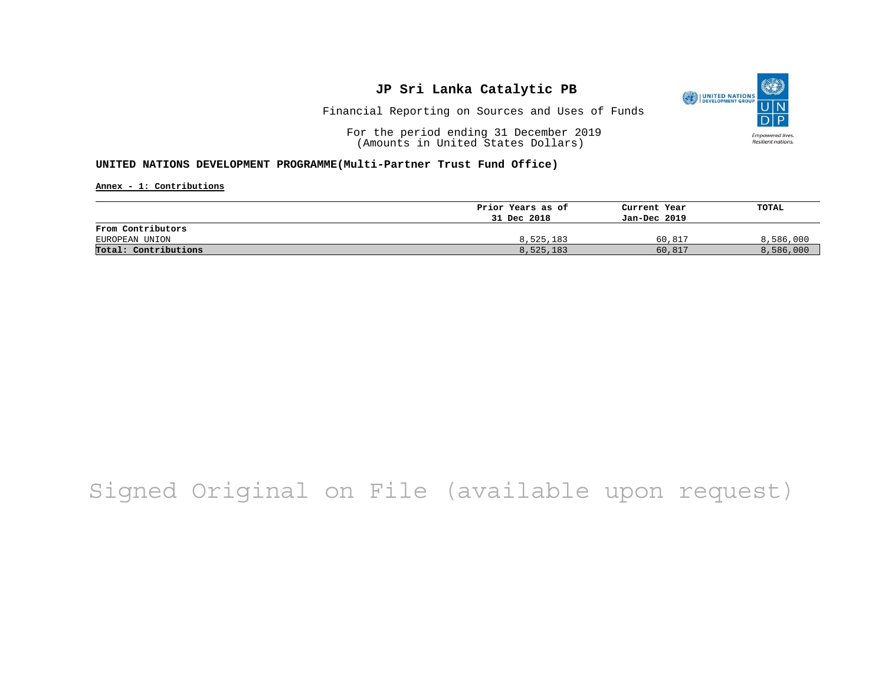# JP Sri Lanka Catalytic PB

Financial Reporting on Sources and Uses of Funds

For the period ending 31 December 2019
(Amounts in United States Dollars)

**UNITED NATIONS DEVELOPMENT PROGRAMME(Multi-Partner Trust Fund Office)**

**Annex - 1: Contributions**

| | Prior Years as of 31 Dec 2018 | Current Year Jan-Dec 2019 | TOTAL |
|---|---|---|---|
| **From Contributors** | | | |
| EUROPEAN UNION | 8,525,183 | 60,817 | 8,586,000 |
| **Total: Contributions** | 8,525,183 | 60,817 | 8,586,000 |

Signed Original on File (available upon request)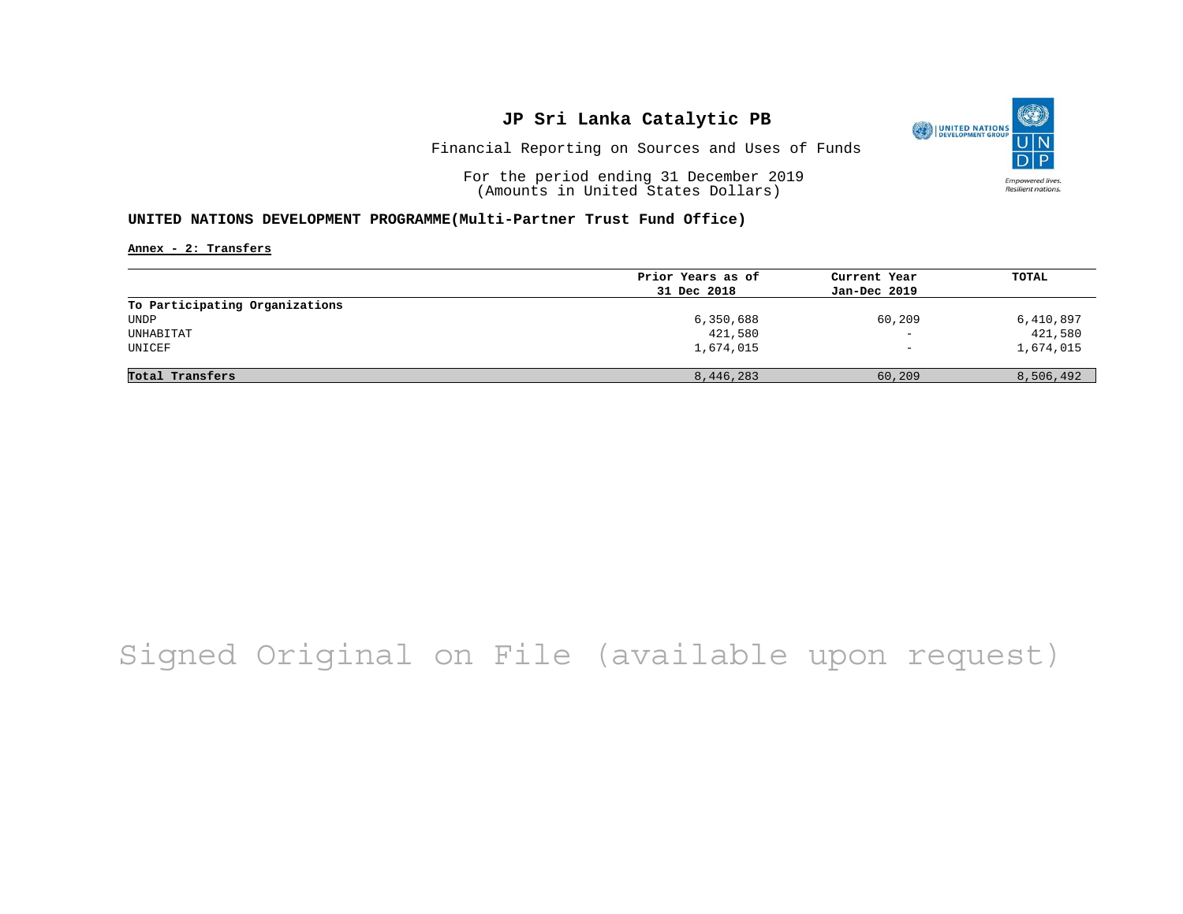# JP Sri Lanka Catalytic PB

Financial Reporting on Sources and Uses of Funds

For the period ending 31 December 2019
(Amounts in United States Dollars)

**UNITED NATIONS DEVELOPMENT PROGRAMME(Multi-Partner Trust Fund Office)**

**Annex - 2: Transfers**

| | Prior Years as of 31 Dec 2018 | Current Year Jan-Dec 2019 | TOTAL |
|---|---|---|---|
| **To Participating Organizations** | | | |
| UNDP | 6,350,688 | 60,209 | 6,410,897 |
| UNHABITAT | 421,580 | - | 421,580 |
| UNICEF | 1,674,015 | - | 1,674,015 |
| **Total Transfers** | 8,446,283 | 60,209 | 8,506,492 |

Signed Original on File (available upon request)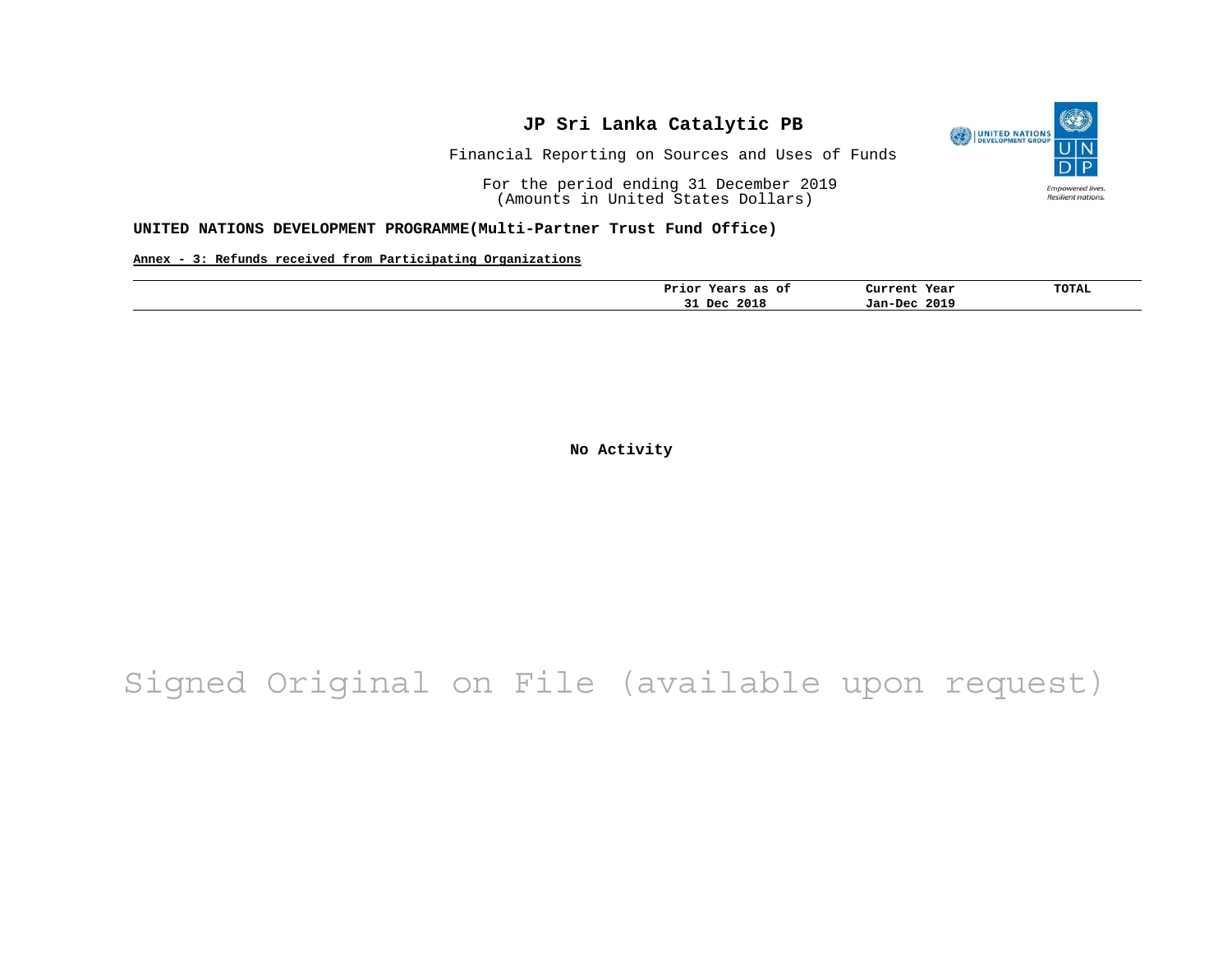# JP Sri Lanka Catalytic PB

Financial Reporting on Sources and Uses of Funds

For the period ending 31 December 2019
(Amounts in United States Dollars)

**UNITED NATIONS DEVELOPMENT PROGRAMME(Multi-Partner Trust Fund Office)**

**Annex - 3: Refunds received from Participating Organizations**

| | Prior Years as of 31 Dec 2018 | Current Year Jan-Dec 2019 | TOTAL |
|---|---|---|---|

**No Activity**

Signed Original on File (available upon request)